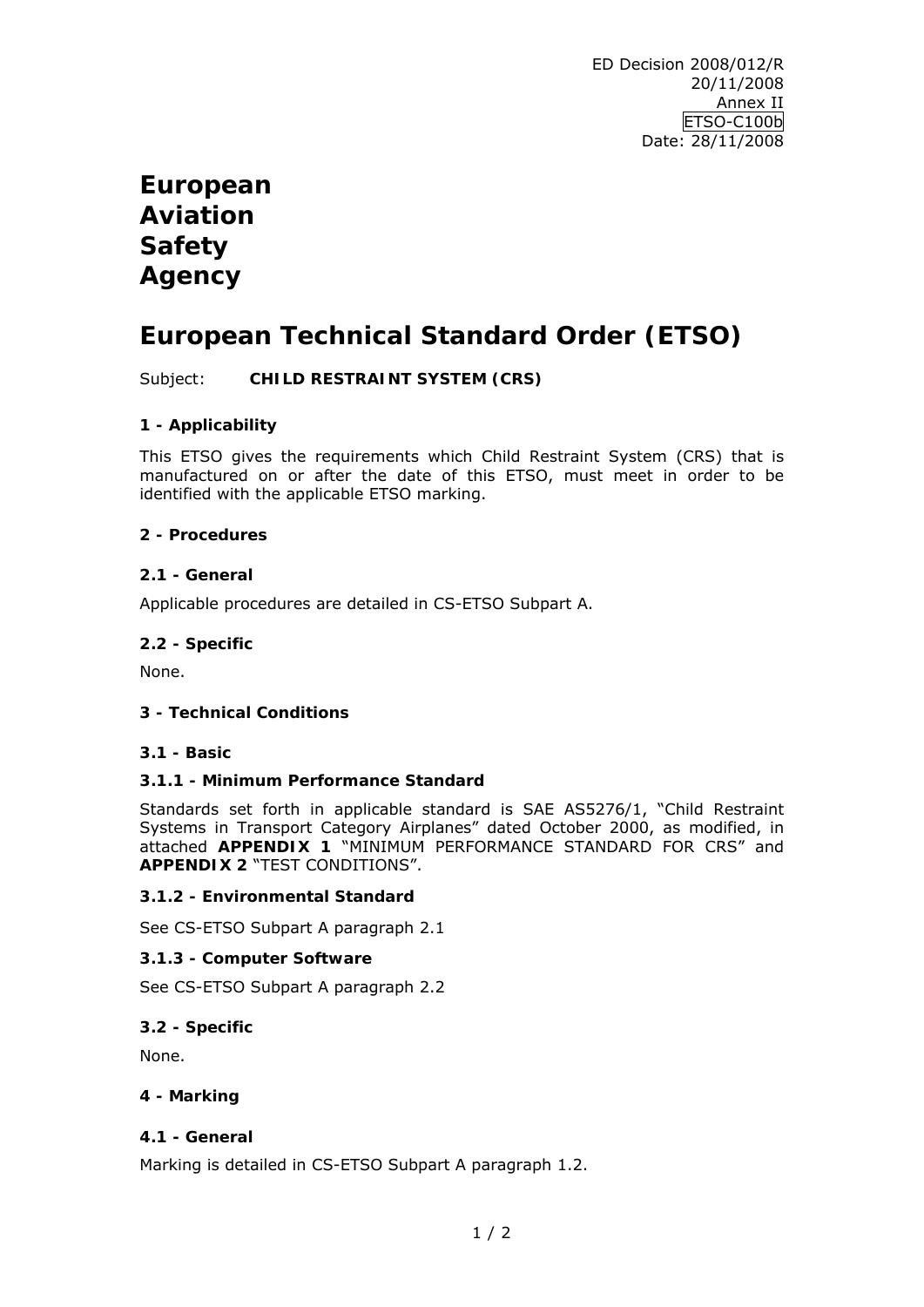ED Decision 2008/012/R
20/11/2008
Annex II
ETSO-C100b
Date: 28/11/2008

# European Aviation Safety Agency

# European Technical Standard Order (ETSO)

Subject: **CHILD RESTRAINT SYSTEM (CRS)**

### 1 - Applicability

This ETSO gives the requirements which Child Restraint System (CRS) that is manufactured on or after the date of this ETSO, must meet in order to be identified with the applicable ETSO marking.

### 2 - Procedures

#### 2.1 - General

Applicable procedures are detailed in CS-ETSO Subpart A.

#### 2.2 - Specific

None.

### 3 - Technical Conditions

#### 3.1 - Basic

##### 3.1.1 - Minimum Performance Standard

Standards set forth in applicable standard is SAE AS5276/1, "Child Restraint Systems in Transport Category Airplanes" dated October 2000, as modified, in attached **APPENDIX 1** "MINIMUM PERFORMANCE STANDARD FOR CRS" and **APPENDIX 2** "TEST CONDITIONS".

##### 3.1.2 - Environmental Standard

See CS-ETSO Subpart A paragraph 2.1

##### 3.1.3 - Computer Software

See CS-ETSO Subpart A paragraph 2.2

#### 3.2 - Specific

None.

### 4 - Marking

#### 4.1 - General

Marking is detailed in CS-ETSO Subpart A paragraph 1.2.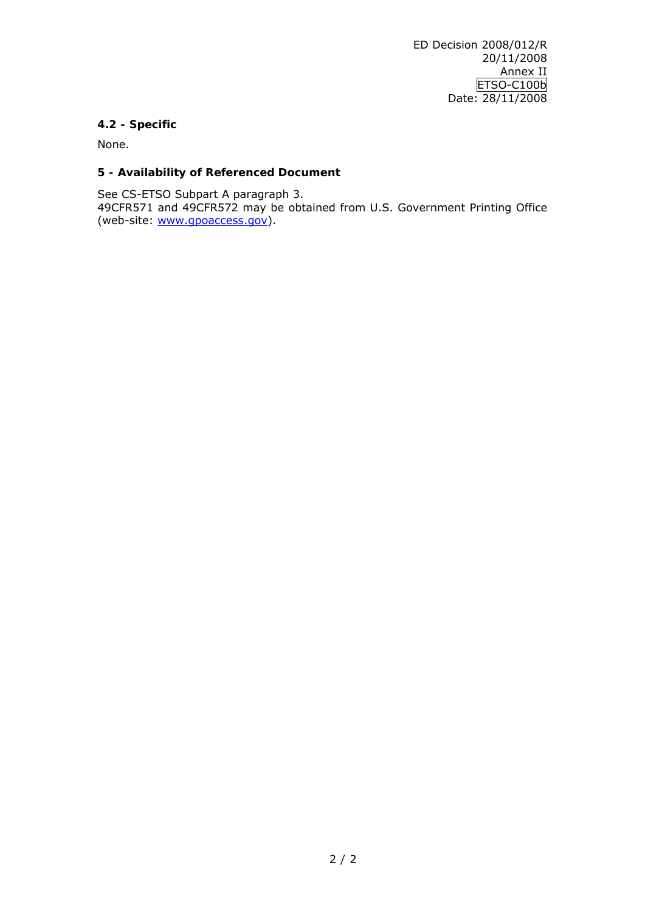### 4.2 - Specific

None.

## 5 - Availability of Referenced Document

See CS-ETSO Subpart A paragraph 3.
49CFR571 and 49CFR572 may be obtained from U.S. Government Printing Office (web-site: www.gpoaccess.gov).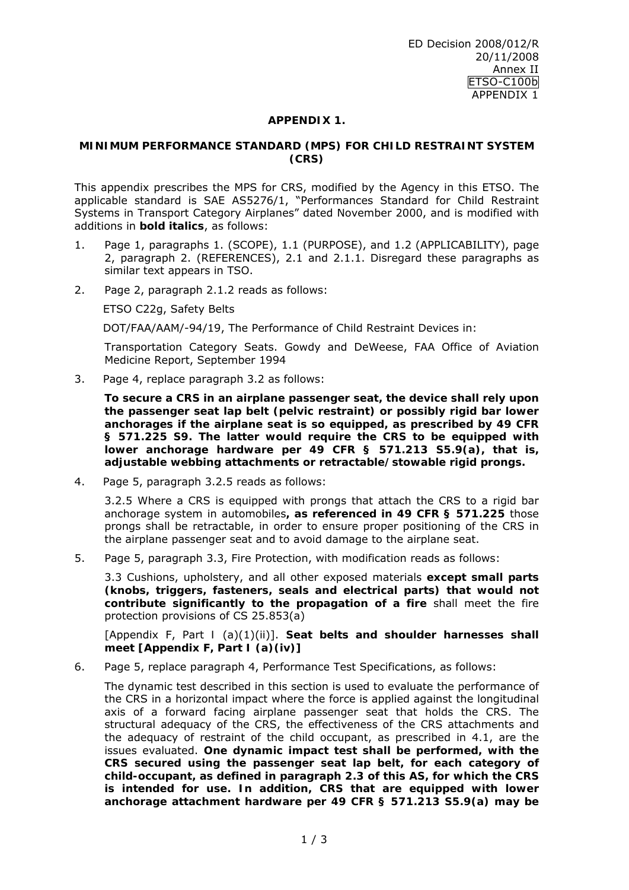**APPENDIX 1.**

**MINIMUM PERFORMANCE STANDARD (MPS) FOR CHILD RESTRAINT SYSTEM (CRS)**

This appendix prescribes the MPS for CRS, modified by the Agency in this ETSO. The applicable standard is SAE AS5276/1, "Performances Standard for Child Restraint Systems in Transport Category Airplanes" dated November 2000, and is modified with additions in ***bold italics***, as follows:

1. Page 1, paragraphs 1. (SCOPE), 1.1 (PURPOSE), and 1.2 (APPLICABILITY), page 2, paragraph 2. (REFERENCES), 2.1 and 2.1.1. Disregard these paragraphs as similar text appears in TSO.

2. Page 2, paragraph 2.1.2 reads as follows:

   ETSO C22g, Safety Belts

   DOT/FAA/AAM/-94/19, The Performance of Child Restraint Devices in:

   Transportation Category Seats. Gowdy and DeWeese, FAA Office of Aviation Medicine Report, September 1994

3. Page 4, replace paragraph 3.2 as follows:

   ***To secure a CRS in an airplane passenger seat, the device shall rely upon the passenger seat lap belt (pelvic restraint) or possibly rigid bar lower anchorages if the airplane seat is so equipped, as prescribed by 49 CFR § 571.225 S9. The latter would require the CRS to be equipped with lower anchorage hardware per 49 CFR § 571.213 S5.9(a), that is, adjustable webbing attachments or retractable/stowable rigid prongs.***

4. Page 5, paragraph 3.2.5 reads as follows:

   3.2.5 Where a CRS is equipped with prongs that attach the CRS to a rigid bar anchorage system in automobiles***, as referenced in 49 CFR § 571.225*** those prongs shall be retractable, in order to ensure proper positioning of the CRS in the airplane passenger seat and to avoid damage to the airplane seat.

5. Page 5, paragraph 3.3, Fire Protection, with modification reads as follows:

   3.3 Cushions, upholstery, and all other exposed materials ***except small parts (knobs, triggers, fasteners, seals and electrical parts) that would not contribute significantly to the propagation of a fire*** shall meet the fire protection provisions of CS 25.853(a)

   [Appendix F, Part I (a)(1)(ii)]. ***Seat belts and shoulder harnesses shall meet [Appendix F, Part I (a)(iv)]***

6. Page 5, replace paragraph 4, Performance Test Specifications, as follows:

   The dynamic test described in this section is used to evaluate the performance of the CRS in a horizontal impact where the force is applied against the longitudinal axis of a forward facing airplane passenger seat that holds the CRS. The structural adequacy of the CRS, the effectiveness of the CRS attachments and the adequacy of restraint of the child occupant, as prescribed in 4.1, are the issues evaluated. ***One dynamic impact test shall be performed, with the CRS secured using the passenger seat lap belt, for each category of child-occupant, as defined in paragraph 2.3 of this AS, for which the CRS is intended for use. In addition, CRS that are equipped with lower anchorage attachment hardware per 49 CFR § 571.213 S5.9(a) may be***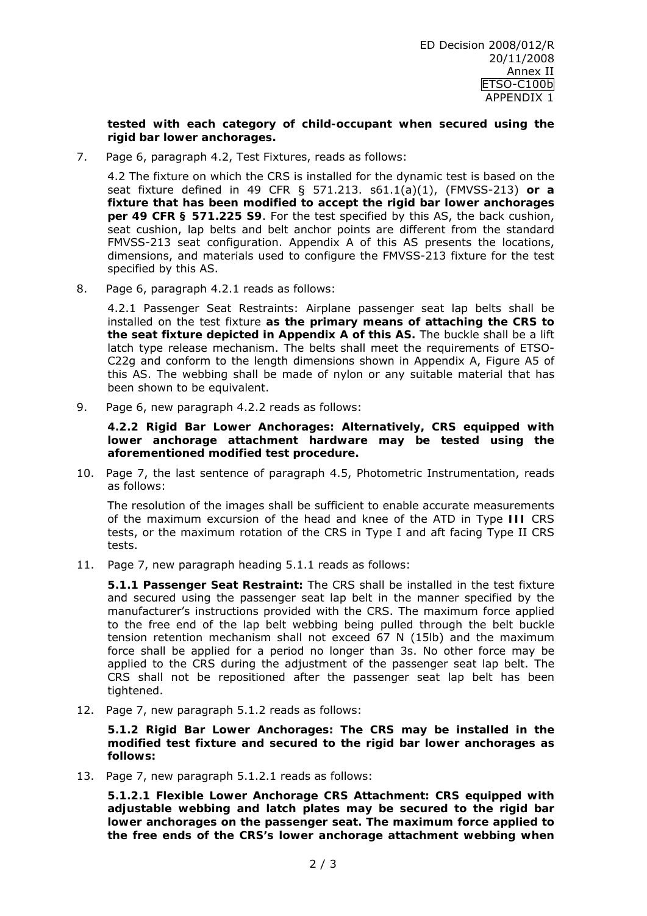**tested with each category of child-occupant when secured using the rigid bar lower anchorages.**

7. Page 6, paragraph 4.2, Test Fixtures, reads as follows:

   4.2 The fixture on which the CRS is installed for the dynamic test is based on the seat fixture defined in 49 CFR § 571.213. s61.1(a)(1), (FMVSS-213) **or a fixture that has been modified to accept the rigid bar lower anchorages per 49 CFR § 571.225 S9**. For the test specified by this AS, the back cushion, seat cushion, lap belts and belt anchor points are different from the standard FMVSS-213 seat configuration. Appendix A of this AS presents the locations, dimensions, and materials used to configure the FMVSS-213 fixture for the test specified by this AS.

8. Page 6, paragraph 4.2.1 reads as follows:

   4.2.1 Passenger Seat Restraints: Airplane passenger seat lap belts shall be installed on the test fixture **as the primary means of attaching the CRS to the seat fixture depicted in Appendix A of this AS.** The buckle shall be a lift latch type release mechanism. The belts shall meet the requirements of ETSO-C22g and conform to the length dimensions shown in Appendix A, Figure A5 of this AS. The webbing shall be made of nylon or any suitable material that has been shown to be equivalent.

9. Page 6, new paragraph 4.2.2 reads as follows:

   **4.2.2 Rigid Bar Lower Anchorages: Alternatively, CRS equipped with lower anchorage attachment hardware may be tested using the aforementioned modified test procedure.**

10. Page 7, the last sentence of paragraph 4.5, Photometric Instrumentation, reads as follows:

    The resolution of the images shall be sufficient to enable accurate measurements of the maximum excursion of the head and knee of the ATD in Type **III** CRS tests, or the maximum rotation of the CRS in Type I and aft facing Type II CRS tests.

11. Page 7, new paragraph heading 5.1.1 reads as follows:

    **5.1.1 Passenger Seat Restraint:** The CRS shall be installed in the test fixture and secured using the passenger seat lap belt in the manner specified by the manufacturer's instructions provided with the CRS. The maximum force applied to the free end of the lap belt webbing being pulled through the belt buckle tension retention mechanism shall not exceed 67 N (15lb) and the maximum force shall be applied for a period no longer than 3s. No other force may be applied to the CRS during the adjustment of the passenger seat lap belt. The CRS shall not be repositioned after the passenger seat lap belt has been tightened.

12. Page 7, new paragraph 5.1.2 reads as follows:

    **5.1.2 Rigid Bar Lower Anchorages: The CRS may be installed in the modified test fixture and secured to the rigid bar lower anchorages as follows:**

13. Page 7, new paragraph 5.1.2.1 reads as follows:

    **5.1.2.1 Flexible Lower Anchorage CRS Attachment: CRS equipped with adjustable webbing and latch plates may be secured to the rigid bar lower anchorages on the passenger seat. The maximum force applied to the free ends of the CRS's lower anchorage attachment webbing when**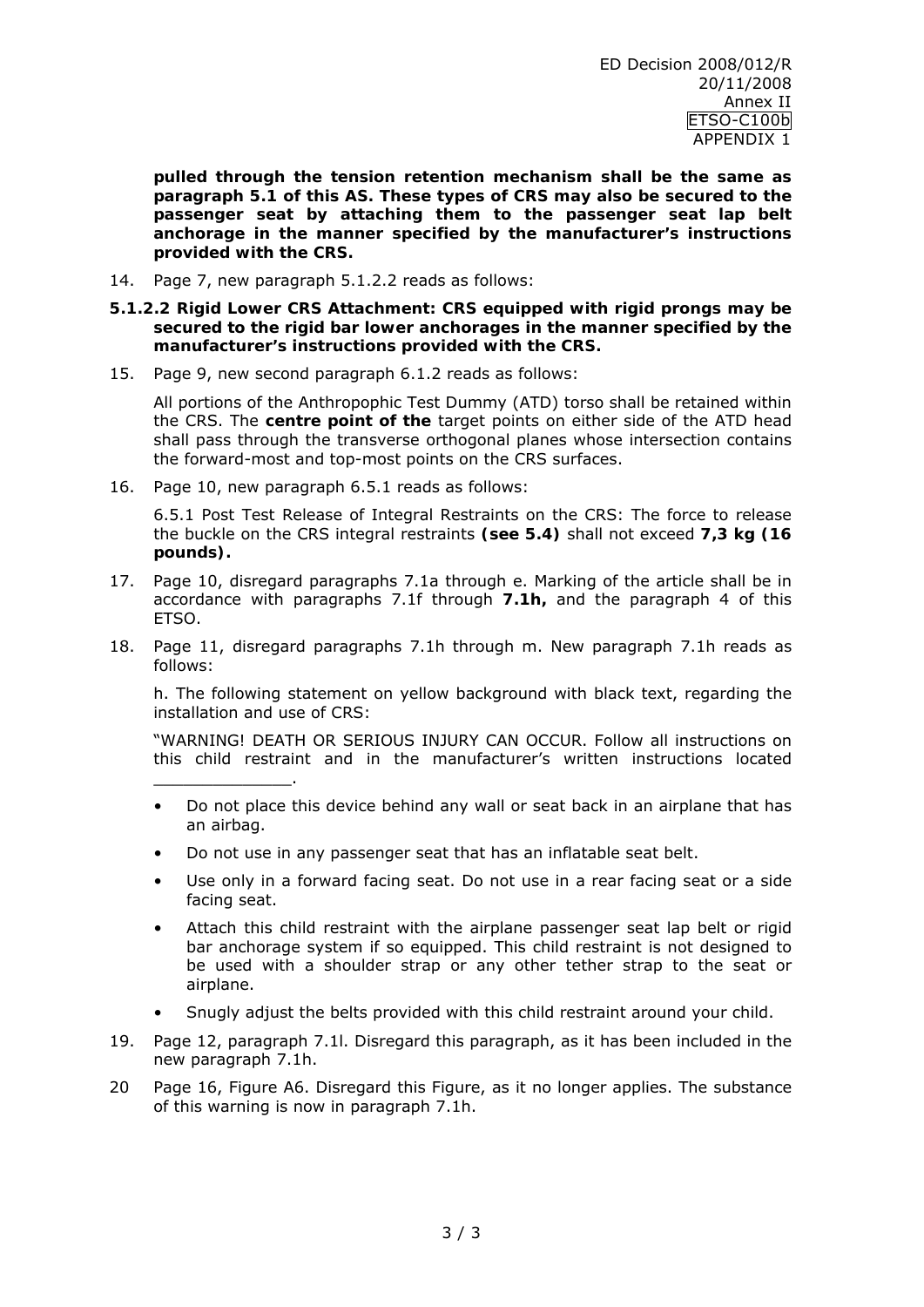**pulled through the tension retention mechanism shall be the same as paragraph 5.1 of this AS. These types of CRS may also be secured to the passenger seat by attaching them to the passenger seat lap belt anchorage in the manner specified by the manufacturer's instructions provided with the CRS.**

14. Page 7, new paragraph 5.1.2.2 reads as follows:

**5.1.2.2 Rigid Lower CRS Attachment: CRS equipped with rigid prongs may be secured to the rigid bar lower anchorages in the manner specified by the manufacturer's instructions provided with the CRS.**

15. Page 9, new second paragraph 6.1.2 reads as follows:

    All portions of the Anthropophic Test Dummy (ATD) torso shall be retained within the CRS. The **centre point of the** target points on either side of the ATD head shall pass through the transverse orthogonal planes whose intersection contains the forward-most and top-most points on the CRS surfaces.

16. Page 10, new paragraph 6.5.1 reads as follows:

    6.5.1 Post Test Release of Integral Restraints on the CRS: The force to release the buckle on the CRS integral restraints **(see 5.4)** shall not exceed **7,3 kg (16 pounds).**

17. Page 10, disregard paragraphs 7.1a through e. Marking of the article shall be in accordance with paragraphs 7.1f through **7.1h,** and the paragraph 4 of this ETSO.

18. Page 11, disregard paragraphs 7.1h through m. New paragraph 7.1h reads as follows:

    h. The following statement on yellow background with black text, regarding the installation and use of CRS:

    "WARNING! DEATH OR SERIOUS INJURY CAN OCCUR. Follow all instructions on this child restraint and in the manufacturer's written instructions located ______________.

    - Do not place this device behind any wall or seat back in an airplane that has an airbag.
    - Do not use in any passenger seat that has an inflatable seat belt.
    - Use only in a forward facing seat. Do not use in a rear facing seat or a side facing seat.
    - Attach this child restraint with the airplane passenger seat lap belt or rigid bar anchorage system if so equipped. This child restraint is not designed to be used with a shoulder strap or any other tether strap to the seat or airplane.
    - Snugly adjust the belts provided with this child restraint around your child.

19. Page 12, paragraph 7.1l. Disregard this paragraph, as it has been included in the new paragraph 7.1h.

20 Page 16, Figure A6. Disregard this Figure, as it no longer applies. The substance of this warning is now in paragraph 7.1h.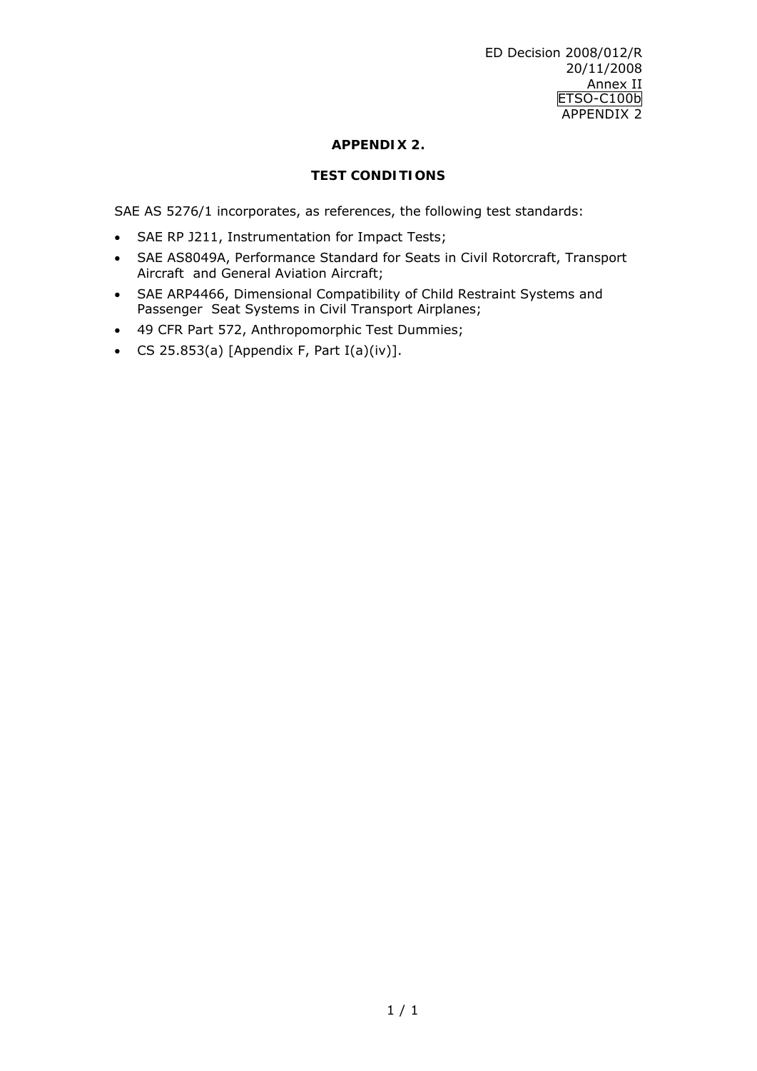## APPENDIX 2.

## TEST CONDITIONS

SAE AS 5276/1 incorporates, as references, the following test standards:

- SAE RP J211, Instrumentation for Impact Tests;
- SAE AS8049A, Performance Standard for Seats in Civil Rotorcraft, Transport Aircraft and General Aviation Aircraft;
- SAE ARP4466, Dimensional Compatibility of Child Restraint Systems and Passenger Seat Systems in Civil Transport Airplanes;
- 49 CFR Part 572, Anthropomorphic Test Dummies;
- CS 25.853(a) [Appendix F, Part I(a)(iv)].